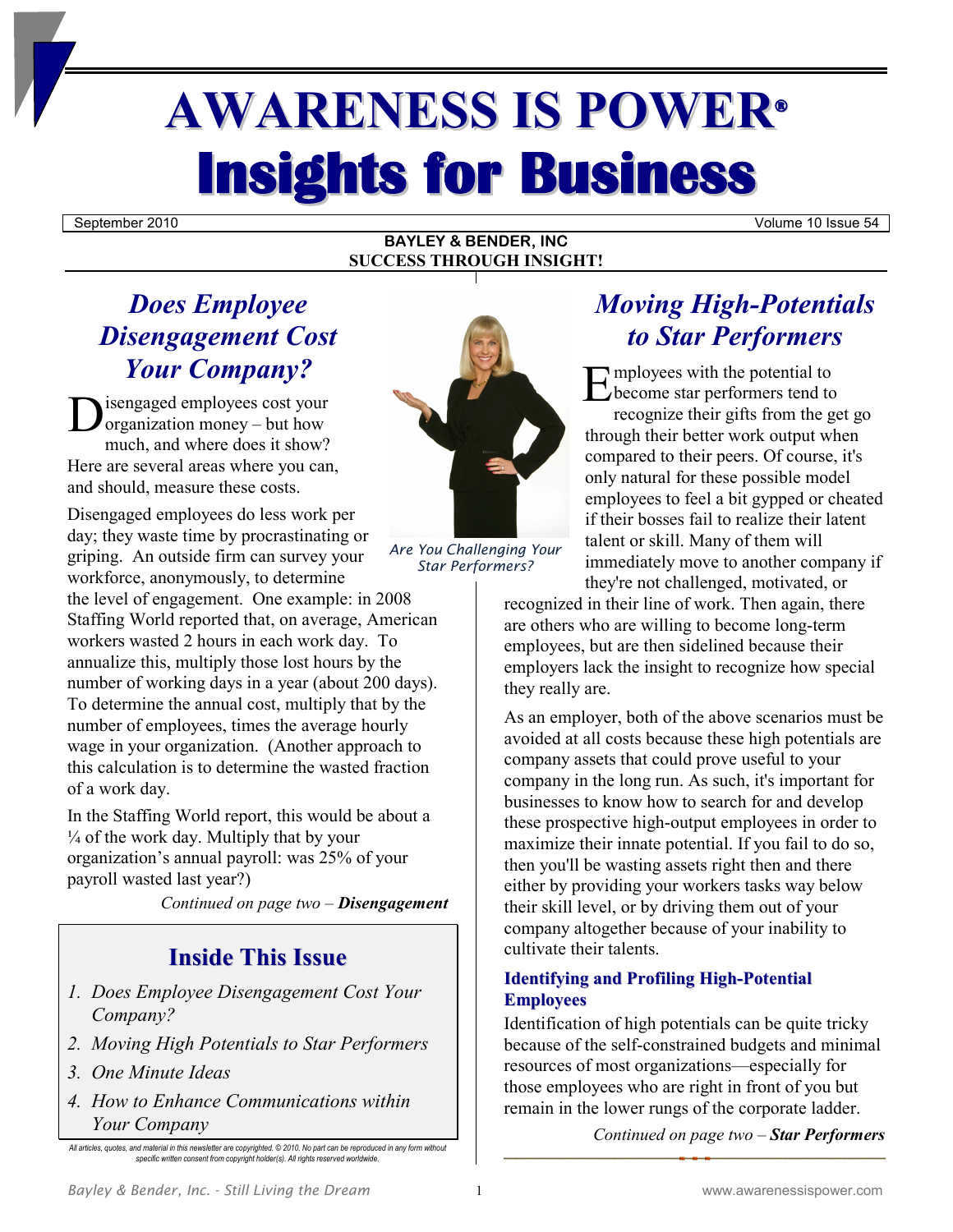# AWARENESS IS POWER®

# Insights for Business

September 2010 Volume 10 Issue 54

**BAYLEY & BENDER, INC**
**SUCCESS THROUGH INSIGHT!**

## *Does Employee Disengagement Cost Your Company?*

Disengaged employees cost your organization money – but how much, and where does it show? Here are several areas where you can, and should, measure these costs.

Disengaged employees do less work per day; they waste time by procrastinating or griping. An outside firm can survey your workforce, anonymously, to determine the level of engagement. One example: in 2008 Staffing World reported that, on average, American workers wasted 2 hours in each work day. To annualize this, multiply those lost hours by the number of working days in a year (about 200 days). To determine the annual cost, multiply that by the number of employees, times the average hourly wage in your organization. (Another approach to this calculation is to determine the wasted fraction of a work day.

In the Staffing World report, this would be about a ¼ of the work day. Multiply that by your organization's annual payroll: was 25% of your payroll wasted last year?)

*Continued on page two –* ***Disengagement***

*Are You Challenging Your Star Performers?*

## Inside This Issue

1. *Does Employee Disengagement Cost Your Company?*
2. *Moving High Potentials to Star Performers*
3. *One Minute Ideas*
4. *How to Enhance Communications within Your Company*

*All articles, quotes, and material in this newsletter are copyrighted. © 2010. No part can be reproduced in any form without specific written consent from copyright holder(s). All rights reserved worldwide.*

## *Moving High-Potentials to Star Performers*

Employees with the potential to become star performers tend to recognize their gifts from the get go through their better work output when compared to their peers. Of course, it's only natural for these possible model employees to feel a bit gypped or cheated if their bosses fail to realize their latent talent or skill. Many of them will immediately move to another company if they're not challenged, motivated, or recognized in their line of work. Then again, there are others who are willing to become long-term employees, but are then sidelined because their employers lack the insight to recognize how special they really are.

As an employer, both of the above scenarios must be avoided at all costs because these high potentials are company assets that could prove useful to your company in the long run. As such, it's important for businesses to know how to search for and develop these prospective high-output employees in order to maximize their innate potential. If you fail to do so, then you'll be wasting assets right then and there either by providing your workers tasks way below their skill level, or by driving them out of your company altogether because of your inability to cultivate their talents.

### Identifying and Profiling High-Potential Employees

Identification of high potentials can be quite tricky because of the self-constrained budgets and minimal resources of most organizations—especially for those employees who are right in front of you but remain in the lower rungs of the corporate ladder.

*Continued on page two –* ***Star Performers***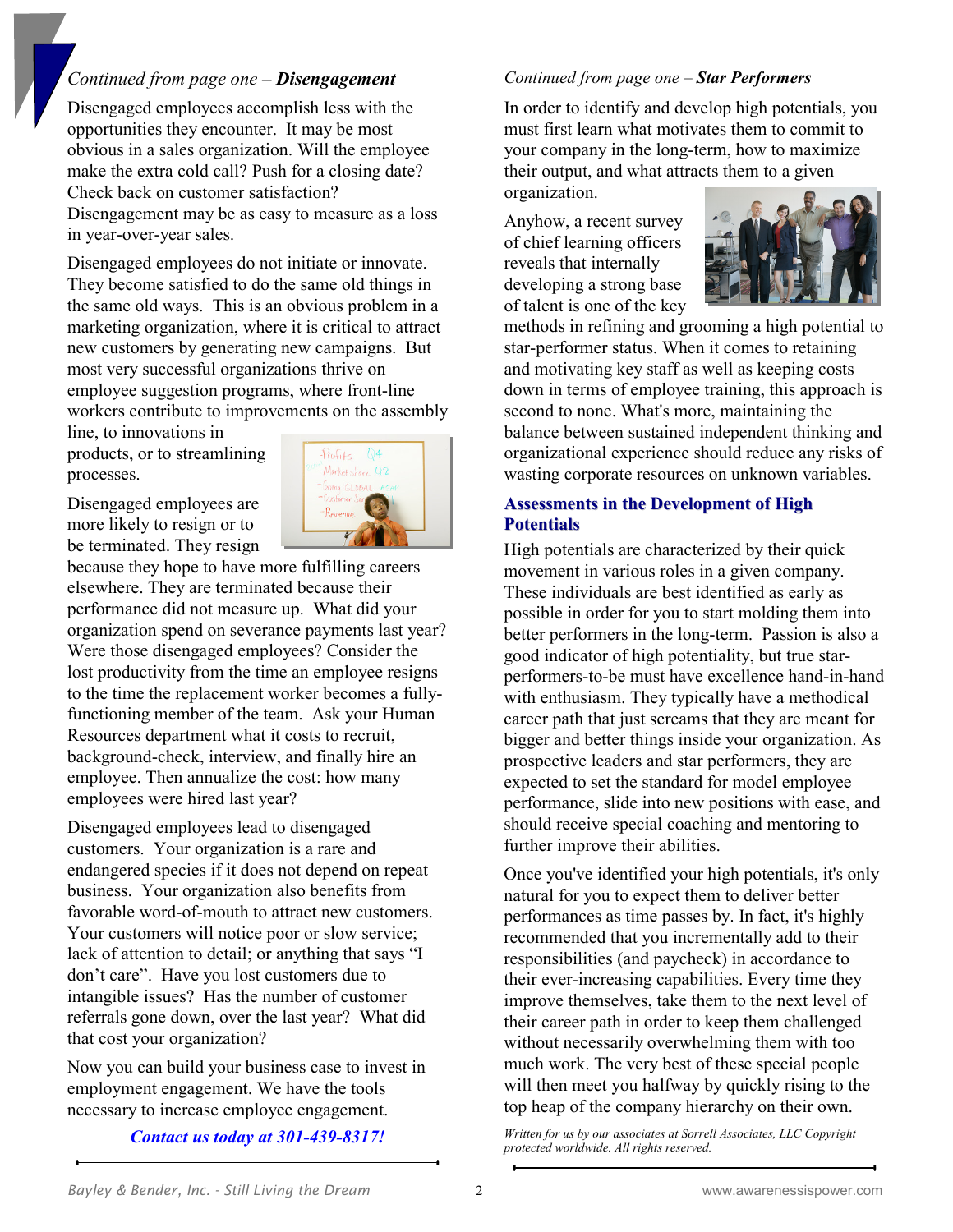*Continued from page one* – ***Disengagement***

Disengaged employees accomplish less with the opportunities they encounter. It may be most obvious in a sales organization. Will the employee make the extra cold call? Push for a closing date? Check back on customer satisfaction? Disengagement may be as easy to measure as a loss in year-over-year sales.

Disengaged employees do not initiate or innovate. They become satisfied to do the same old things in the same old ways. This is an obvious problem in a marketing organization, where it is critical to attract new customers by generating new campaigns. But most very successful organizations thrive on employee suggestion programs, where front-line workers contribute to improvements on the assembly line, to innovations in products, or to streamlining processes.

Disengaged employees are more likely to resign or to be terminated. They resign because they hope to have more fulfilling careers elsewhere. They are terminated because their performance did not measure up. What did your organization spend on severance payments last year? Were those disengaged employees? Consider the lost productivity from the time an employee resigns to the time the replacement worker becomes a fully-functioning member of the team. Ask your Human Resources department what it costs to recruit, background-check, interview, and finally hire an employee. Then annualize the cost: how many employees were hired last year?

Disengaged employees lead to disengaged customers. Your organization is a rare and endangered species if it does not depend on repeat business. Your organization also benefits from favorable word-of-mouth to attract new customers. Your customers will notice poor or slow service; lack of attention to detail; or anything that says "I don't care". Have you lost customers due to intangible issues? Has the number of customer referrals gone down, over the last year? What did that cost your organization?

Now you can build your business case to invest in employment engagement. We have the tools necessary to increase employee engagement.

***Contact us today at 301-439-8317!***

*Continued from page one* – ***Star Performers***

In order to identify and develop high potentials, you must first learn what motivates them to commit to your company in the long-term, how to maximize their output, and what attracts them to a given organization.

Anyhow, a recent survey of chief learning officers reveals that internally developing a strong base of talent is one of the key methods in refining and grooming a high potential to star-performer status. When it comes to retaining and motivating key staff as well as keeping costs down in terms of employee training, this approach is second to none. What's more, maintaining the balance between sustained independent thinking and organizational experience should reduce any risks of wasting corporate resources on unknown variables.

## Assessments in the Development of High Potentials

High potentials are characterized by their quick movement in various roles in a given company. These individuals are best identified as early as possible in order for you to start molding them into better performers in the long-term. Passion is also a good indicator of high potentiality, but true star-performers-to-be must have excellence hand-in-hand with enthusiasm. They typically have a methodical career path that just screams that they are meant for bigger and better things inside your organization. As prospective leaders and star performers, they are expected to set the standard for model employee performance, slide into new positions with ease, and should receive special coaching and mentoring to further improve their abilities.

Once you've identified your high potentials, it's only natural for you to expect them to deliver better performances as time passes by. In fact, it's highly recommended that you incrementally add to their responsibilities (and paycheck) in accordance to their ever-increasing capabilities. Every time they improve themselves, take them to the next level of their career path in order to keep them challenged without necessarily overwhelming them with too much work. The very best of these special people will then meet you halfway by quickly rising to the top heap of the company hierarchy on their own.

*Written for us by our associates at Sorrell Associates, LLC Copyright protected worldwide. All rights reserved.*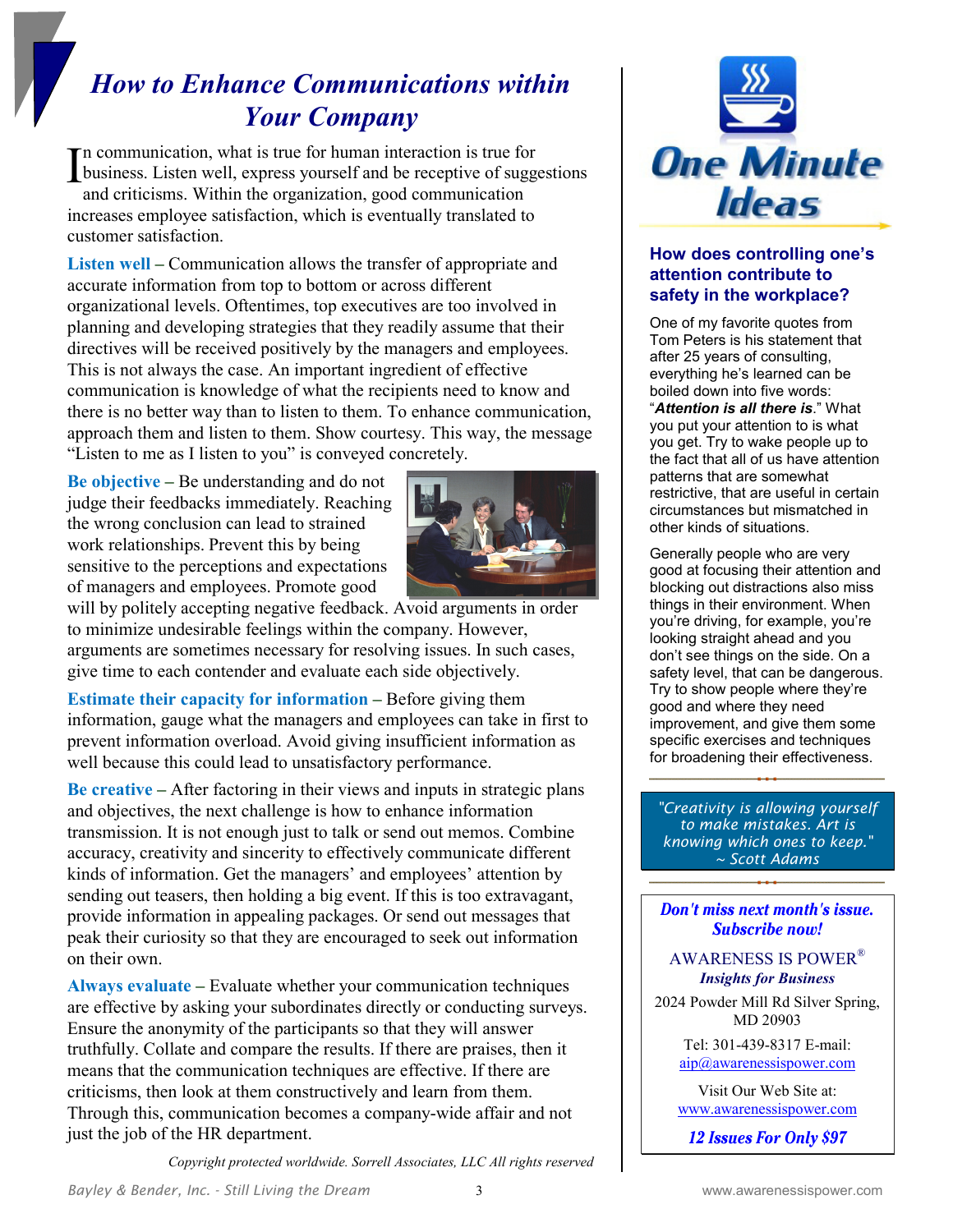# How to Enhance Communications within Your Company

In communication, what is true for human interaction is true for business. Listen well, express yourself and be receptive of suggestions and criticisms. Within the organization, good communication increases employee satisfaction, which is eventually translated to customer satisfaction.

**Listen well** – Communication allows the transfer of appropriate and accurate information from top to bottom or across different organizational levels. Oftentimes, top executives are too involved in planning and developing strategies that they readily assume that their directives will be received positively by the managers and employees. This is not always the case. An important ingredient of effective communication is knowledge of what the recipients need to know and there is no better way than to listen to them. To enhance communication, approach them and listen to them. Show courtesy. This way, the message "Listen to me as I listen to you" is conveyed concretely.

**Be objective** – Be understanding and do not judge their feedbacks immediately. Reaching the wrong conclusion can lead to strained work relationships. Prevent this by being sensitive to the perceptions and expectations of managers and employees. Promote good will by politely accepting negative feedback. Avoid arguments in order to minimize undesirable feelings within the company. However, arguments are sometimes necessary for resolving issues. In such cases, give time to each contender and evaluate each side objectively.

**Estimate their capacity for information** – Before giving them information, gauge what the managers and employees can take in first to prevent information overload. Avoid giving insufficient information as well because this could lead to unsatisfactory performance.

**Be creative** – After factoring in their views and inputs in strategic plans and objectives, the next challenge is how to enhance information transmission. It is not enough just to talk or send out memos. Combine accuracy, creativity and sincerity to effectively communicate different kinds of information. Get the managers' and employees' attention by sending out teasers, then holding a big event. If this is too extravagant, provide information in appealing packages. Or send out messages that peak their curiosity so that they are encouraged to seek out information on their own.

**Always evaluate** – Evaluate whether your communication techniques are effective by asking your subordinates directly or conducting surveys. Ensure the anonymity of the participants so that they will answer truthfully. Collate and compare the results. If there are praises, then it means that the communication techniques are effective. If there are criticisms, then look at them constructively and learn from them. Through this, communication becomes a company-wide affair and not just the job of the HR department.

*Copyright protected worldwide. Sorrell Associates, LLC All rights reserved*

## One Minute Ideas

### How does controlling one's attention contribute to safety in the workplace?

One of my favorite quotes from Tom Peters is his statement that after 25 years of consulting, everything he's learned can be boiled down into five words: "***Attention is all there is***." What you put your attention to is what you get. Try to wake people up to the fact that all of us have attention patterns that are somewhat restrictive, that are useful in certain circumstances but mismatched in other kinds of situations.

Generally people who are very good at focusing their attention and blocking out distractions also miss things in their environment. When you're driving, for example, you're looking straight ahead and you don't see things on the side. On a safety level, that can be dangerous. Try to show people where they're good and where they need improvement, and give them some specific exercises and techniques for broadening their effectiveness.

*"Creativity is allowing yourself to make mistakes. Art is knowing which ones to keep." ~ Scott Adams*

***Don't miss next month's issue. Subscribe now!***

AWARENESS IS POWER®
***Insights for Business***

2024 Powder Mill Rd Silver Spring, MD 20903

Tel: 301-439-8317 E-mail: aip@awarenessispower.com

Visit Our Web Site at: www.awarenessispower.com

***12 Issues For Only $97***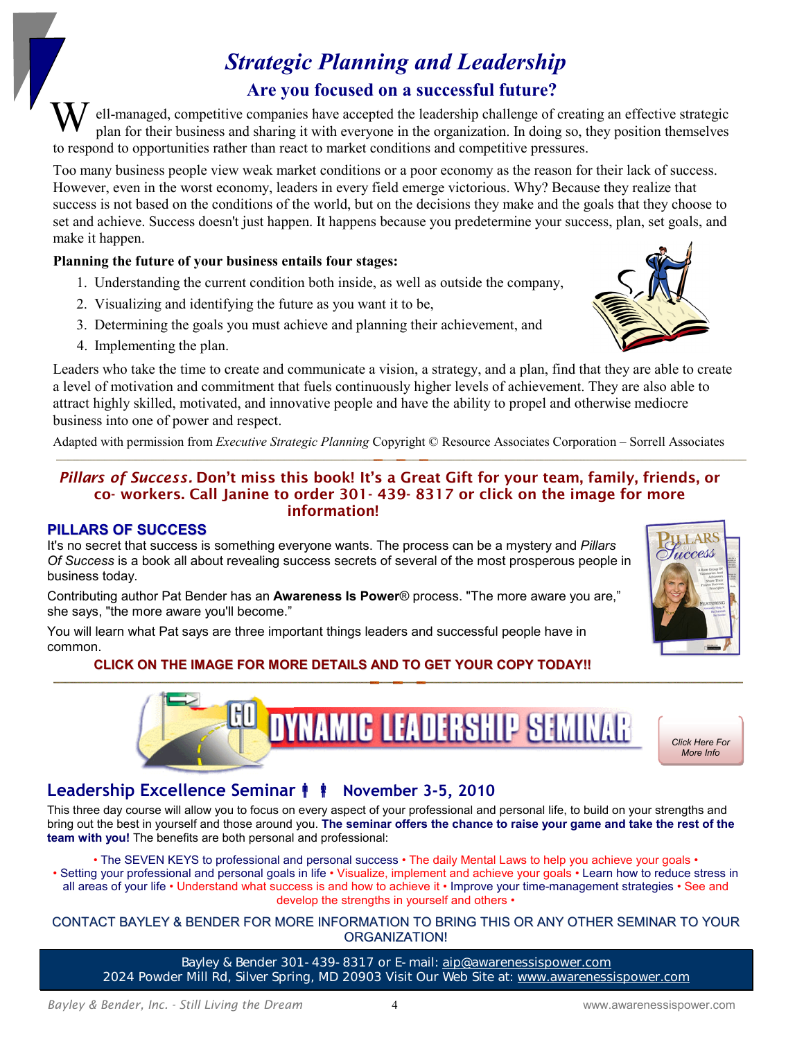# *Strategic Planning and Leadership*

## Are you focused on a successful future?

Well-managed, competitive companies have accepted the leadership challenge of creating an effective strategic plan for their business and sharing it with everyone in the organization. In doing so, they position themselves to respond to opportunities rather than react to market conditions and competitive pressures.

Too many business people view weak market conditions or a poor economy as the reason for their lack of success. However, even in the worst economy, leaders in every field emerge victorious. Why? Because they realize that success is not based on the conditions of the world, but on the decisions they make and the goals that they choose to set and achieve. Success doesn't just happen. It happens because you predetermine your success, plan, set goals, and make it happen.

**Planning the future of your business entails four stages:**

1. Understanding the current condition both inside, as well as outside the company,
2. Visualizing and identifying the future as you want it to be,
3. Determining the goals you must achieve and planning their achievement, and
4. Implementing the plan.

Leaders who take the time to create and communicate a vision, a strategy, and a plan, find that they are able to create a level of motivation and commitment that fuels continuously higher levels of achievement. They are also able to attract highly skilled, motivated, and innovative people and have the ability to propel and otherwise mediocre business into one of power and respect.

Adapted with permission from *Executive Strategic Planning* Copyright © Resource Associates Corporation – Sorrell Associates

---

***Pillars of Success.*** **Don't miss this book! It's a Great Gift for your team, family, friends, or co- workers. Call Janine to order 301- 439- 8317 or click on the image for more information!**

### PILLARS OF SUCCESS

It's no secret that success is something everyone wants. The process can be a mystery and *Pillars Of Success* is a book all about revealing success secrets of several of the most prosperous people in business today.

Contributing author Pat Bender has an **Awareness Is Power**® process. "The more aware you are," she says, "the more aware you'll become."

You will learn what Pat says are three important things leaders and successful people have in common.

**CLICK ON THE IMAGE FOR MORE DETAILS AND TO GET YOUR COPY TODAY!!**

---

GO DYNAMIC LEADERSHIP SEMINAR

*Click Here For More Info*

## Leadership Excellence Seminar November 3-5, 2010

This three day course will allow you to focus on every aspect of your professional and personal life, to build on your strengths and bring out the best in yourself and those around you. **The seminar offers the chance to raise your game and take the rest of the team with you!** The benefits are both personal and professional:

• The SEVEN KEYS to professional and personal success • The daily Mental Laws to help you achieve your goals • • Setting your professional and personal goals in life • Visualize, implement and achieve your goals • Learn how to reduce stress in all areas of your life • Understand what success is and how to achieve it • Improve your time-management strategies • See and develop the strengths in yourself and others •

CONTACT BAYLEY & BENDER FOR MORE INFORMATION TO BRING THIS OR ANY OTHER SEMINAR TO YOUR ORGANIZATION!

Bayley & Bender 301- 439- 8317 or E- mail: aip@awarenessispower.com
2024 Powder Mill Rd, Silver Spring, MD 20903 Visit Our Web Site at: www.awarenessispower.com